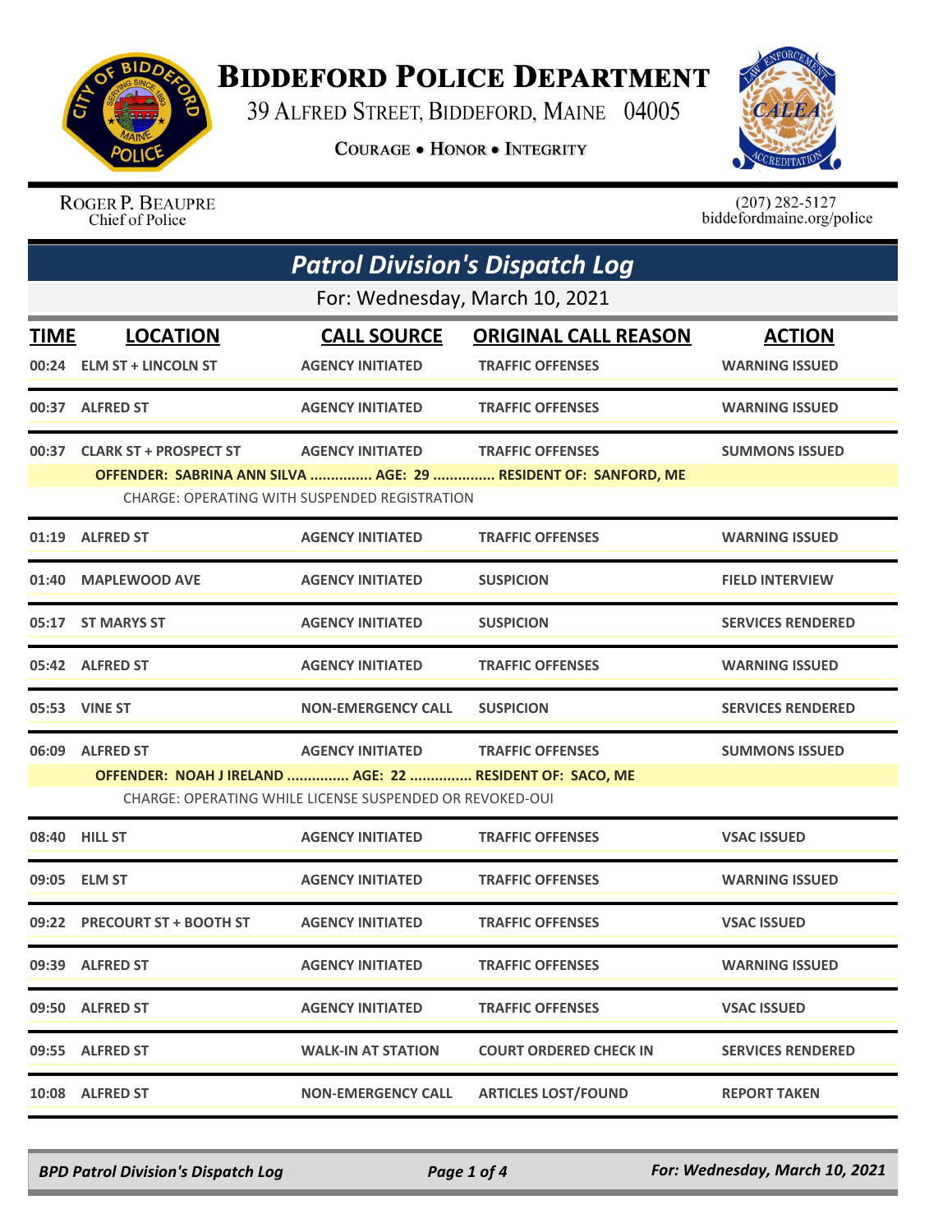# Biddeford Police Department

39 Alfred Street, Biddeford, Maine 04005

**Courage • Honor • Integrity**

Roger P. Beaupre
Chief of Police

(207) 282-5127
biddefordmaine.org/police

## Patrol Division's Dispatch Log

For: Wednesday, March 10, 2021

| TIME | LOCATION | CALL SOURCE | ORIGINAL CALL REASON | ACTION |
|---|---|---|---|---|
| 00:24 | ELM ST + LINCOLN ST | AGENCY INITIATED | TRAFFIC OFFENSES | WARNING ISSUED |
| 00:37 | ALFRED ST | AGENCY INITIATED | TRAFFIC OFFENSES | WARNING ISSUED |
| 00:37 | CLARK ST + PROSPECT ST | AGENCY INITIATED | TRAFFIC OFFENSES | SUMMONS ISSUED |
| | OFFENDER: SABRINA ANN SILVA ............... AGE: 29 ............... RESIDENT OF: SANFORD, ME<br>CHARGE: OPERATING WITH SUSPENDED REGISTRATION | | | |
| 01:19 | ALFRED ST | AGENCY INITIATED | TRAFFIC OFFENSES | WARNING ISSUED |
| 01:40 | MAPLEWOOD AVE | AGENCY INITIATED | SUSPICION | FIELD INTERVIEW |
| 05:17 | ST MARYS ST | AGENCY INITIATED | SUSPICION | SERVICES RENDERED |
| 05:42 | ALFRED ST | AGENCY INITIATED | TRAFFIC OFFENSES | WARNING ISSUED |
| 05:53 | VINE ST | NON-EMERGENCY CALL | SUSPICION | SERVICES RENDERED |
| 06:09 | ALFRED ST | AGENCY INITIATED | TRAFFIC OFFENSES | SUMMONS ISSUED |
| | OFFENDER: NOAH J IRELAND ............... AGE: 22 ............... RESIDENT OF: SACO, ME<br>CHARGE: OPERATING WHILE LICENSE SUSPENDED OR REVOKED-OUI | | | |
| 08:40 | HILL ST | AGENCY INITIATED | TRAFFIC OFFENSES | VSAC ISSUED |
| 09:05 | ELM ST | AGENCY INITIATED | TRAFFIC OFFENSES | WARNING ISSUED |
| 09:22 | PRECOURT ST + BOOTH ST | AGENCY INITIATED | TRAFFIC OFFENSES | VSAC ISSUED |
| 09:39 | ALFRED ST | AGENCY INITIATED | TRAFFIC OFFENSES | WARNING ISSUED |
| 09:50 | ALFRED ST | AGENCY INITIATED | TRAFFIC OFFENSES | VSAC ISSUED |
| 09:55 | ALFRED ST | WALK-IN AT STATION | COURT ORDERED CHECK IN | SERVICES RENDERED |
| 10:08 | ALFRED ST | NON-EMERGENCY CALL | ARTICLES LOST/FOUND | REPORT TAKEN |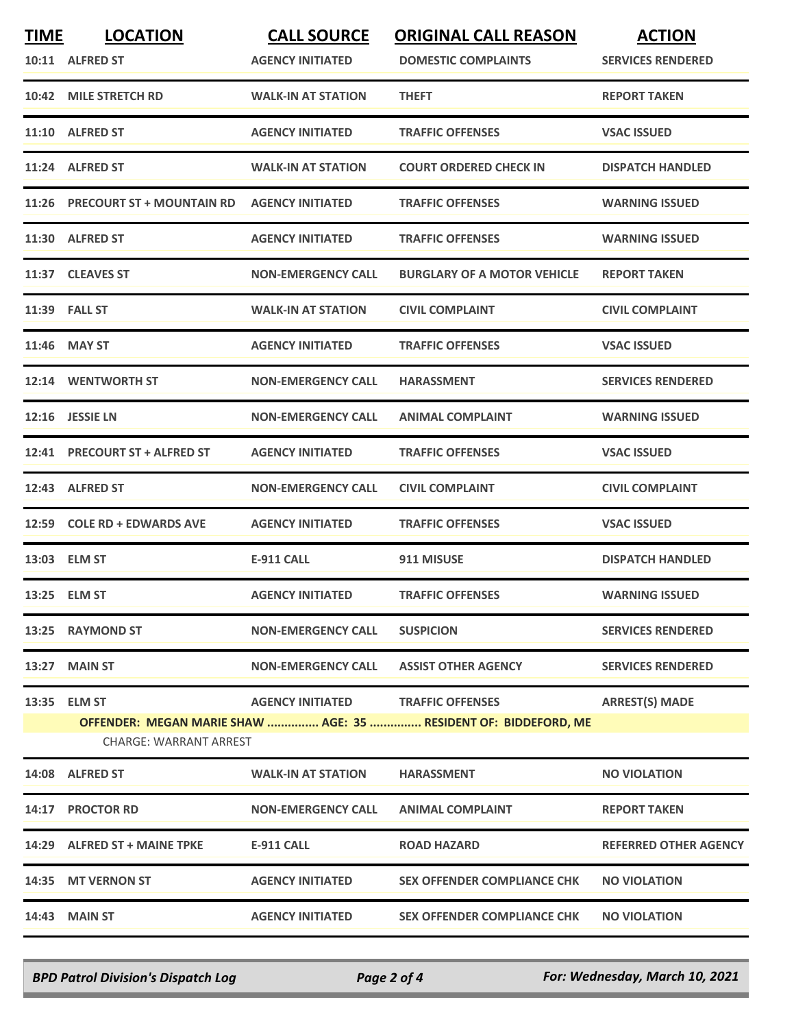| TIME | LOCATION | CALL SOURCE | ORIGINAL CALL REASON | ACTION |
|---|---|---|---|---|
| 10:11 | ALFRED ST | AGENCY INITIATED | DOMESTIC COMPLAINTS | SERVICES RENDERED |
| 10:42 | MILE STRETCH RD | WALK-IN AT STATION | THEFT | REPORT TAKEN |
| 11:10 | ALFRED ST | AGENCY INITIATED | TRAFFIC OFFENSES | VSAC ISSUED |
| 11:24 | ALFRED ST | WALK-IN AT STATION | COURT ORDERED CHECK IN | DISPATCH HANDLED |
| 11:26 | PRECOURT ST + MOUNTAIN RD | AGENCY INITIATED | TRAFFIC OFFENSES | WARNING ISSUED |
| 11:30 | ALFRED ST | AGENCY INITIATED | TRAFFIC OFFENSES | WARNING ISSUED |
| 11:37 | CLEAVES ST | NON-EMERGENCY CALL | BURGLARY OF A MOTOR VEHICLE | REPORT TAKEN |
| 11:39 | FALL ST | WALK-IN AT STATION | CIVIL COMPLAINT | CIVIL COMPLAINT |
| 11:46 | MAY ST | AGENCY INITIATED | TRAFFIC OFFENSES | VSAC ISSUED |
| 12:14 | WENTWORTH ST | NON-EMERGENCY CALL | HARASSMENT | SERVICES RENDERED |
| 12:16 | JESSIE LN | NON-EMERGENCY CALL | ANIMAL COMPLAINT | WARNING ISSUED |
| 12:41 | PRECOURT ST + ALFRED ST | AGENCY INITIATED | TRAFFIC OFFENSES | VSAC ISSUED |
| 12:43 | ALFRED ST | NON-EMERGENCY CALL | CIVIL COMPLAINT | CIVIL COMPLAINT |
| 12:59 | COLE RD + EDWARDS AVE | AGENCY INITIATED | TRAFFIC OFFENSES | VSAC ISSUED |
| 13:03 | ELM ST | E-911 CALL | 911 MISUSE | DISPATCH HANDLED |
| 13:25 | ELM ST | AGENCY INITIATED | TRAFFIC OFFENSES | WARNING ISSUED |
| 13:25 | RAYMOND ST | NON-EMERGENCY CALL | SUSPICION | SERVICES RENDERED |
| 13:27 | MAIN ST | NON-EMERGENCY CALL | ASSIST OTHER AGENCY | SERVICES RENDERED |
| 13:35 | ELM ST | AGENCY INITIATED | TRAFFIC OFFENSES | ARREST(S) MADE |
| | OFFENDER: MEGAN MARIE SHAW ............... AGE: 35 ............... RESIDENT OF: BIDDEFORD, ME | | | |
| | CHARGE: WARRANT ARREST | | | |
| 14:08 | ALFRED ST | WALK-IN AT STATION | HARASSMENT | NO VIOLATION |
| 14:17 | PROCTOR RD | NON-EMERGENCY CALL | ANIMAL COMPLAINT | REPORT TAKEN |
| 14:29 | ALFRED ST + MAINE TPKE | E-911 CALL | ROAD HAZARD | REFERRED OTHER AGENCY |
| 14:35 | MT VERNON ST | AGENCY INITIATED | SEX OFFENDER COMPLIANCE CHK | NO VIOLATION |
| 14:43 | MAIN ST | AGENCY INITIATED | SEX OFFENDER COMPLIANCE CHK | NO VIOLATION |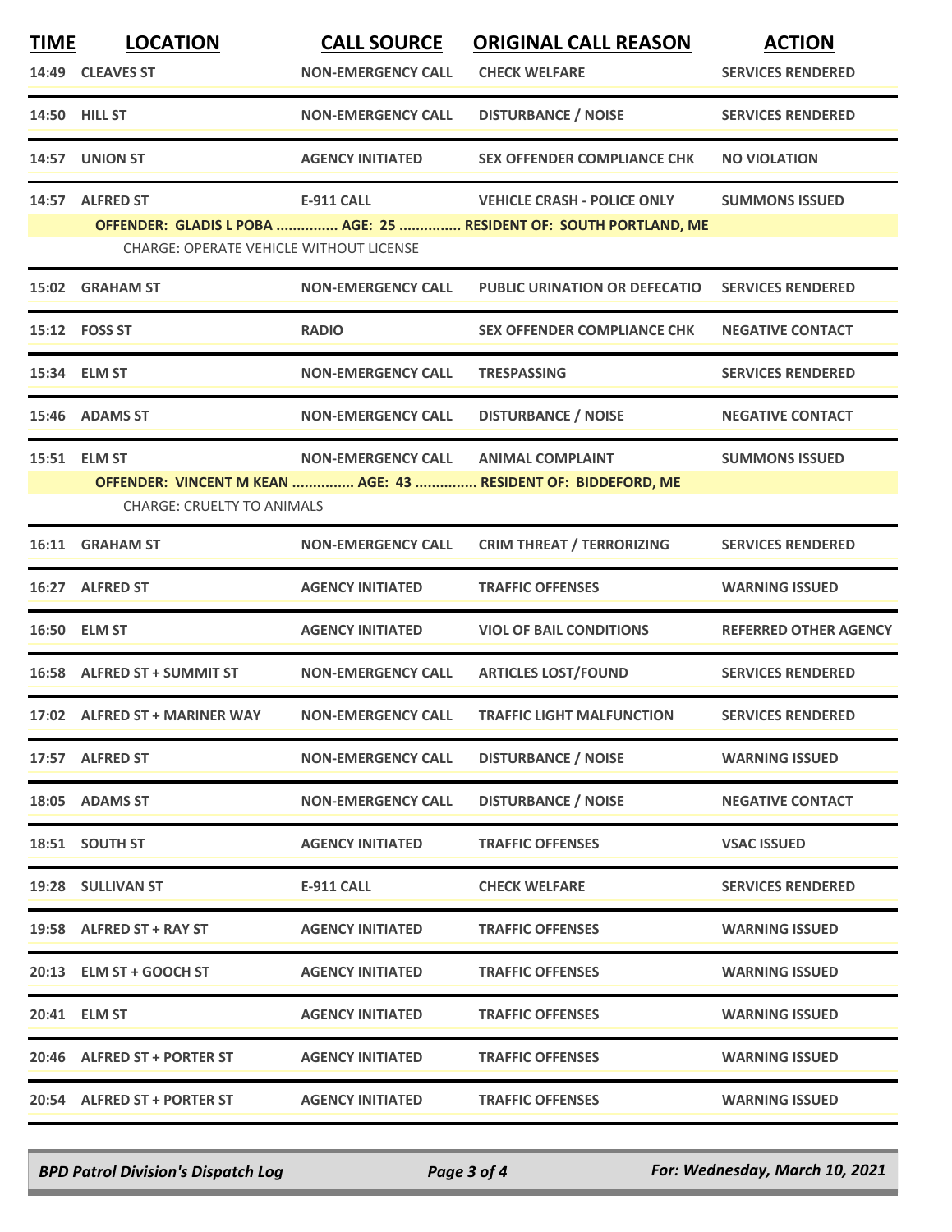| TIME | LOCATION | CALL SOURCE | ORIGINAL CALL REASON | ACTION |
|---|---|---|---|---|
| 14:49 | CLEAVES ST | NON-EMERGENCY CALL | CHECK WELFARE | SERVICES RENDERED |
| 14:50 | HILL ST | NON-EMERGENCY CALL | DISTURBANCE / NOISE | SERVICES RENDERED |
| 14:57 | UNION ST | AGENCY INITIATED | SEX OFFENDER COMPLIANCE CHK | NO VIOLATION |
| 14:57 | ALFRED ST | E-911 CALL | VEHICLE CRASH - POLICE ONLY | SUMMONS ISSUED |
| | OFFENDER: GLADIS L POBA ............... AGE: 25 ............... RESIDENT OF: SOUTH PORTLAND, ME | | | |
| | CHARGE: OPERATE VEHICLE WITHOUT LICENSE | | | |
| 15:02 | GRAHAM ST | NON-EMERGENCY CALL | PUBLIC URINATION OR DEFECATIO | SERVICES RENDERED |
| 15:12 | FOSS ST | RADIO | SEX OFFENDER COMPLIANCE CHK | NEGATIVE CONTACT |
| 15:34 | ELM ST | NON-EMERGENCY CALL | TRESPASSING | SERVICES RENDERED |
| 15:46 | ADAMS ST | NON-EMERGENCY CALL | DISTURBANCE / NOISE | NEGATIVE CONTACT |
| 15:51 | ELM ST | NON-EMERGENCY CALL | ANIMAL COMPLAINT | SUMMONS ISSUED |
| | OFFENDER: VINCENT M KEAN ............... AGE: 43 ............... RESIDENT OF: BIDDEFORD, ME | | | |
| | CHARGE: CRUELTY TO ANIMALS | | | |
| 16:11 | GRAHAM ST | NON-EMERGENCY CALL | CRIM THREAT / TERRORIZING | SERVICES RENDERED |
| 16:27 | ALFRED ST | AGENCY INITIATED | TRAFFIC OFFENSES | WARNING ISSUED |
| 16:50 | ELM ST | AGENCY INITIATED | VIOL OF BAIL CONDITIONS | REFERRED OTHER AGENCY |
| 16:58 | ALFRED ST + SUMMIT ST | NON-EMERGENCY CALL | ARTICLES LOST/FOUND | SERVICES RENDERED |
| 17:02 | ALFRED ST + MARINER WAY | NON-EMERGENCY CALL | TRAFFIC LIGHT MALFUNCTION | SERVICES RENDERED |
| 17:57 | ALFRED ST | NON-EMERGENCY CALL | DISTURBANCE / NOISE | WARNING ISSUED |
| 18:05 | ADAMS ST | NON-EMERGENCY CALL | DISTURBANCE / NOISE | NEGATIVE CONTACT |
| 18:51 | SOUTH ST | AGENCY INITIATED | TRAFFIC OFFENSES | VSAC ISSUED |
| 19:28 | SULLIVAN ST | E-911 CALL | CHECK WELFARE | SERVICES RENDERED |
| 19:58 | ALFRED ST + RAY ST | AGENCY INITIATED | TRAFFIC OFFENSES | WARNING ISSUED |
| 20:13 | ELM ST + GOOCH ST | AGENCY INITIATED | TRAFFIC OFFENSES | WARNING ISSUED |
| 20:41 | ELM ST | AGENCY INITIATED | TRAFFIC OFFENSES | WARNING ISSUED |
| 20:46 | ALFRED ST + PORTER ST | AGENCY INITIATED | TRAFFIC OFFENSES | WARNING ISSUED |
| 20:54 | ALFRED ST + PORTER ST | AGENCY INITIATED | TRAFFIC OFFENSES | WARNING ISSUED |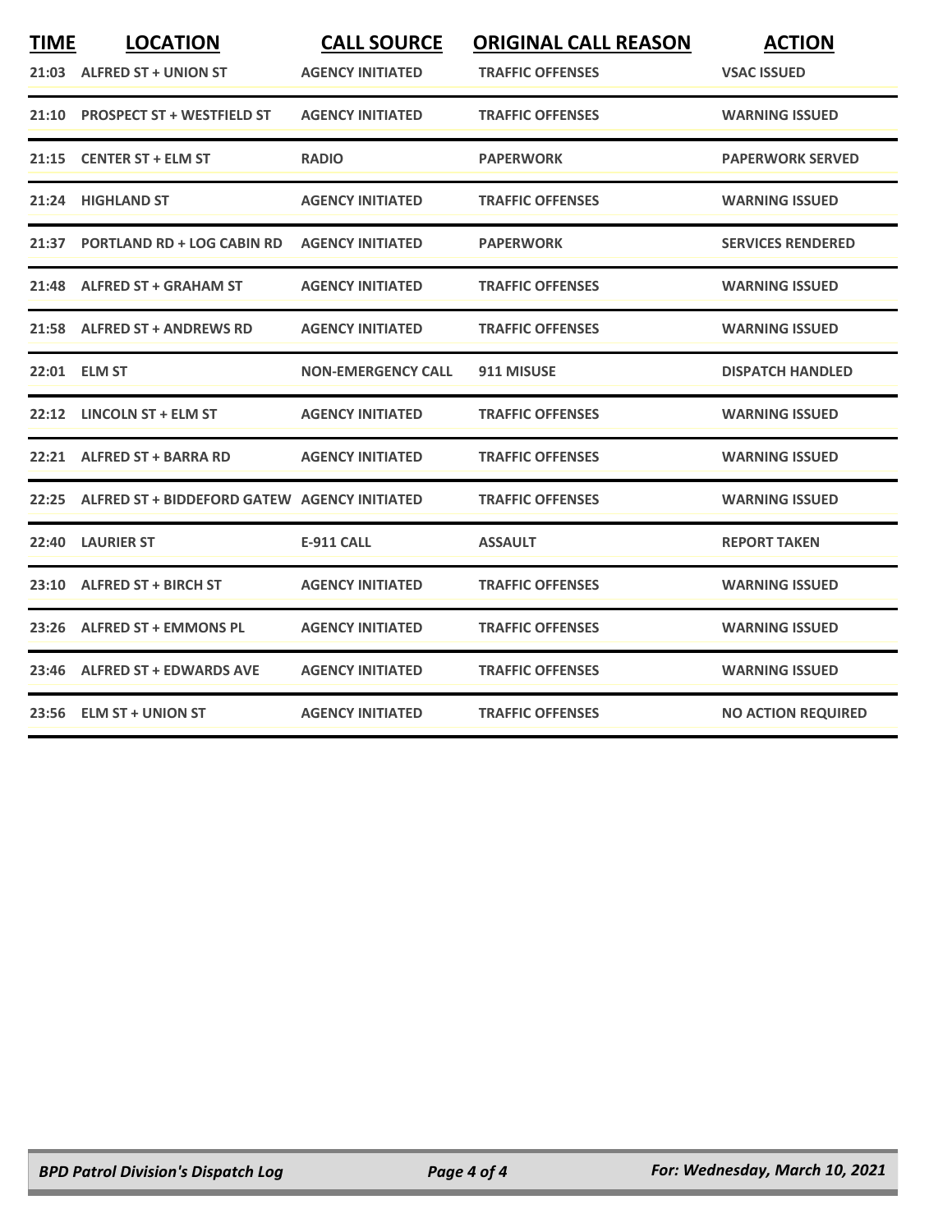| TIME | LOCATION | CALL SOURCE | ORIGINAL CALL REASON | ACTION |
|---|---|---|---|---|
| 21:03 | ALFRED ST + UNION ST | AGENCY INITIATED | TRAFFIC OFFENSES | VSAC ISSUED |
| 21:10 | PROSPECT ST + WESTFIELD ST | AGENCY INITIATED | TRAFFIC OFFENSES | WARNING ISSUED |
| 21:15 | CENTER ST + ELM ST | RADIO | PAPERWORK | PAPERWORK SERVED |
| 21:24 | HIGHLAND ST | AGENCY INITIATED | TRAFFIC OFFENSES | WARNING ISSUED |
| 21:37 | PORTLAND RD + LOG CABIN RD | AGENCY INITIATED | PAPERWORK | SERVICES RENDERED |
| 21:48 | ALFRED ST + GRAHAM ST | AGENCY INITIATED | TRAFFIC OFFENSES | WARNING ISSUED |
| 21:58 | ALFRED ST + ANDREWS RD | AGENCY INITIATED | TRAFFIC OFFENSES | WARNING ISSUED |
| 22:01 | ELM ST | NON-EMERGENCY CALL | 911 MISUSE | DISPATCH HANDLED |
| 22:12 | LINCOLN ST + ELM ST | AGENCY INITIATED | TRAFFIC OFFENSES | WARNING ISSUED |
| 22:21 | ALFRED ST + BARRA RD | AGENCY INITIATED | TRAFFIC OFFENSES | WARNING ISSUED |
| 22:25 | ALFRED ST + BIDDEFORD GATEW | AGENCY INITIATED | TRAFFIC OFFENSES | WARNING ISSUED |
| 22:40 | LAURIER ST | E-911 CALL | ASSAULT | REPORT TAKEN |
| 23:10 | ALFRED ST + BIRCH ST | AGENCY INITIATED | TRAFFIC OFFENSES | WARNING ISSUED |
| 23:26 | ALFRED ST + EMMONS PL | AGENCY INITIATED | TRAFFIC OFFENSES | WARNING ISSUED |
| 23:46 | ALFRED ST + EDWARDS AVE | AGENCY INITIATED | TRAFFIC OFFENSES | WARNING ISSUED |
| 23:56 | ELM ST + UNION ST | AGENCY INITIATED | TRAFFIC OFFENSES | NO ACTION REQUIRED |